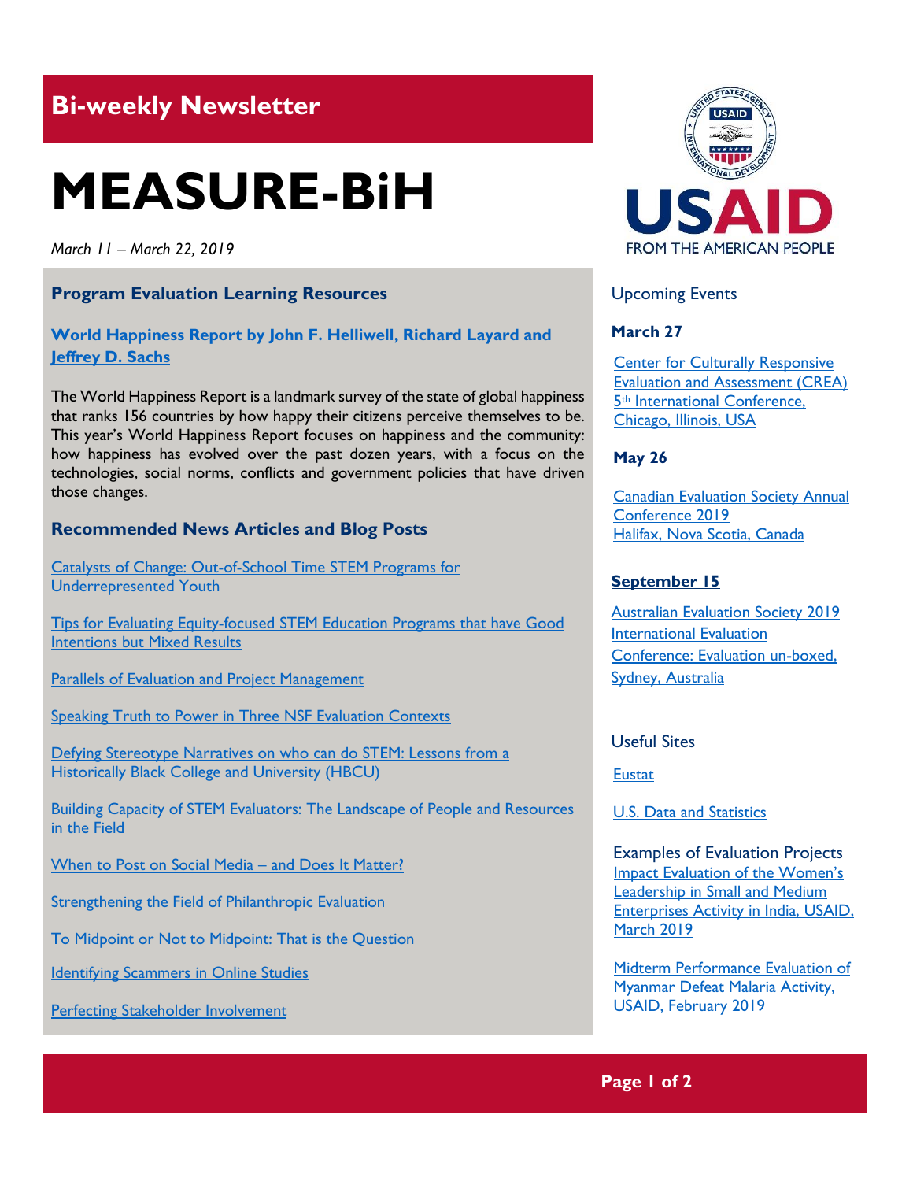## Bi-weekly Newsletter

# MEASURE-BiH

*March 11 – March 22, 2019*

### Program Evaluation Learning Resources

**World Happiness Report by John F. Helliwell, Richard Layard and Jeffrey D. Sachs**

The World Happiness Report is a landmark survey of the state of global happiness that ranks 156 countries by how happy their citizens perceive themselves to be. This year's World Happiness Report focuses on happiness and the community: how happiness has evolved over the past dozen years, with a focus on the technologies, social norms, conflicts and government policies that have driven those changes.

### Recommended News Articles and Blog Posts

Catalysts of Change: Out-of-School Time STEM Programs for Underrepresented Youth

Tips for Evaluating Equity-focused STEM Education Programs that have Good Intentions but Mixed Results

Parallels of Evaluation and Project Management

Speaking Truth to Power in Three NSF Evaluation Contexts

Defying Stereotype Narratives on who can do STEM: Lessons from a Historically Black College and University (HBCU)

Building Capacity of STEM Evaluators: The Landscape of People and Resources in the Field

When to Post on Social Media – and Does It Matter?

Strengthening the Field of Philanthropic Evaluation

To Midpoint or Not to Midpoint: That is the Question

Identifying Scammers in Online Studies

Perfecting Stakeholder Involvement

USAID
FROM THE AMERICAN PEOPLE

### Upcoming Events

**March 27**

Center for Culturally Responsive Evaluation and Assessment (CREA) 5th International Conference, Chicago, Illinois, USA

**May 26**

Canadian Evaluation Society Annual Conference 2019
Halifax, Nova Scotia, Canada

**September 15**

Australian Evaluation Society 2019 International Evaluation Conference: Evaluation un-boxed, Sydney, Australia

### Useful Sites

Eustat

U.S. Data and Statistics

### Examples of Evaluation Projects

Impact Evaluation of the Women's Leadership in Small and Medium Enterprises Activity in India, USAID, March 2019

Midterm Performance Evaluation of Myanmar Defeat Malaria Activity, USAID, February 2019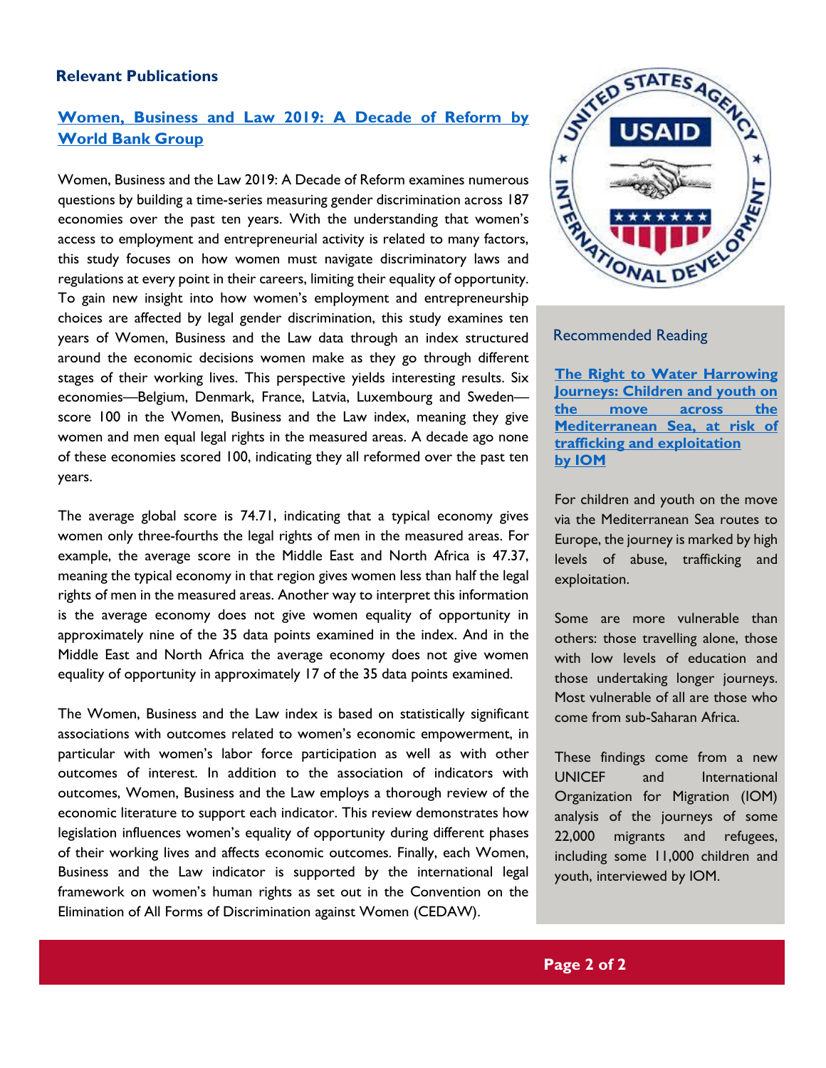## Relevant Publications

### Women, Business and Law 2019: A Decade of Reform by World Bank Group

Women, Business and the Law 2019: A Decade of Reform examines numerous questions by building a time-series measuring gender discrimination across 187 economies over the past ten years. With the understanding that women's access to employment and entrepreneurial activity is related to many factors, this study focuses on how women must navigate discriminatory laws and regulations at every point in their careers, limiting their equality of opportunity. To gain new insight into how women's employment and entrepreneurship choices are affected by legal gender discrimination, this study examines ten years of Women, Business and the Law data through an index structured around the economic decisions women make as they go through different stages of their working lives. This perspective yields interesting results. Six economies—Belgium, Denmark, France, Latvia, Luxembourg and Sweden—score 100 in the Women, Business and the Law index, meaning they give women and men equal legal rights in the measured areas. A decade ago none of these economies scored 100, indicating they all reformed over the past ten years.

The average global score is 74.71, indicating that a typical economy gives women only three-fourths the legal rights of men in the measured areas. For example, the average score in the Middle East and North Africa is 47.37, meaning the typical economy in that region gives women less than half the legal rights of men in the measured areas. Another way to interpret this information is the average economy does not give women equality of opportunity in approximately nine of the 35 data points examined in the index. And in the Middle East and North Africa the average economy does not give women equality of opportunity in approximately 17 of the 35 data points examined.

The Women, Business and the Law index is based on statistically significant associations with outcomes related to women's economic empowerment, in particular with women's labor force participation as well as with other outcomes of interest. In addition to the association of indicators with outcomes, Women, Business and the Law employs a thorough review of the economic literature to support each indicator. This review demonstrates how legislation influences women's equality of opportunity during different phases of their working lives and affects economic outcomes. Finally, each Women, Business and the Law indicator is supported by the international legal framework on women's human rights as set out in the Convention on the Elimination of All Forms of Discrimination against Women (CEDAW).

### Recommended Reading

**The Right to Water Harrowing Journeys: Children and youth on the move across the Mediterranean Sea, at risk of trafficking and exploitation by IOM**

For children and youth on the move via the Mediterranean Sea routes to Europe, the journey is marked by high levels of abuse, trafficking and exploitation.

Some are more vulnerable than others: those travelling alone, those with low levels of education and those undertaking longer journeys. Most vulnerable of all are those who come from sub-Saharan Africa.

These findings come from a new UNICEF and International Organization for Migration (IOM) analysis of the journeys of some 22,000 migrants and refugees, including some 11,000 children and youth, interviewed by IOM.